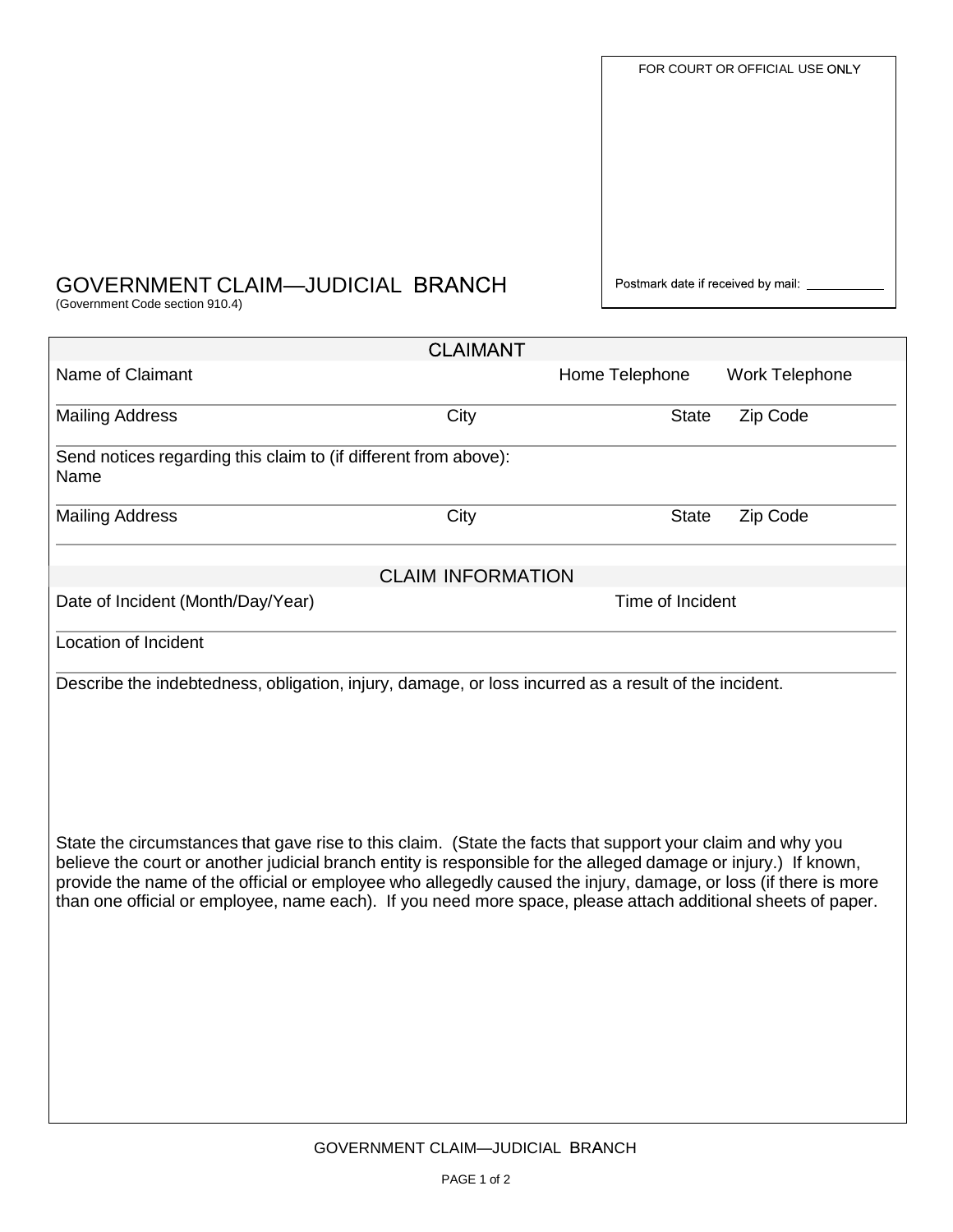FOR COURT OR OFFICIAL USE ONLY

Postmark date if received by mail: ___________

# GOVERNMENT CLAIM—JUDICIAL BRANCH

(Government Code section 910.4)

## CLAIMANT

Name of Claimant | Home Telephone | Work Telephone

Mailing Address | City | State | Zip Code

Send notices regarding this claim to (if different from above):
Name

Mailing Address | City | State | Zip Code

## CLAIM INFORMATION

Date of Incident (Month/Day/Year) | Time of Incident

Location of Incident

Describe the indebtedness, obligation, injury, damage, or loss incurred as a result of the incident.

State the circumstances that gave rise to this claim. (State the facts that support your claim and why you believe the court or another judicial branch entity is responsible for the alleged damage or injury.) If known, provide the name of the official or employee who allegedly caused the injury, damage, or loss (if there is more than one official or employee, name each). If you need more space, please attach additional sheets of paper.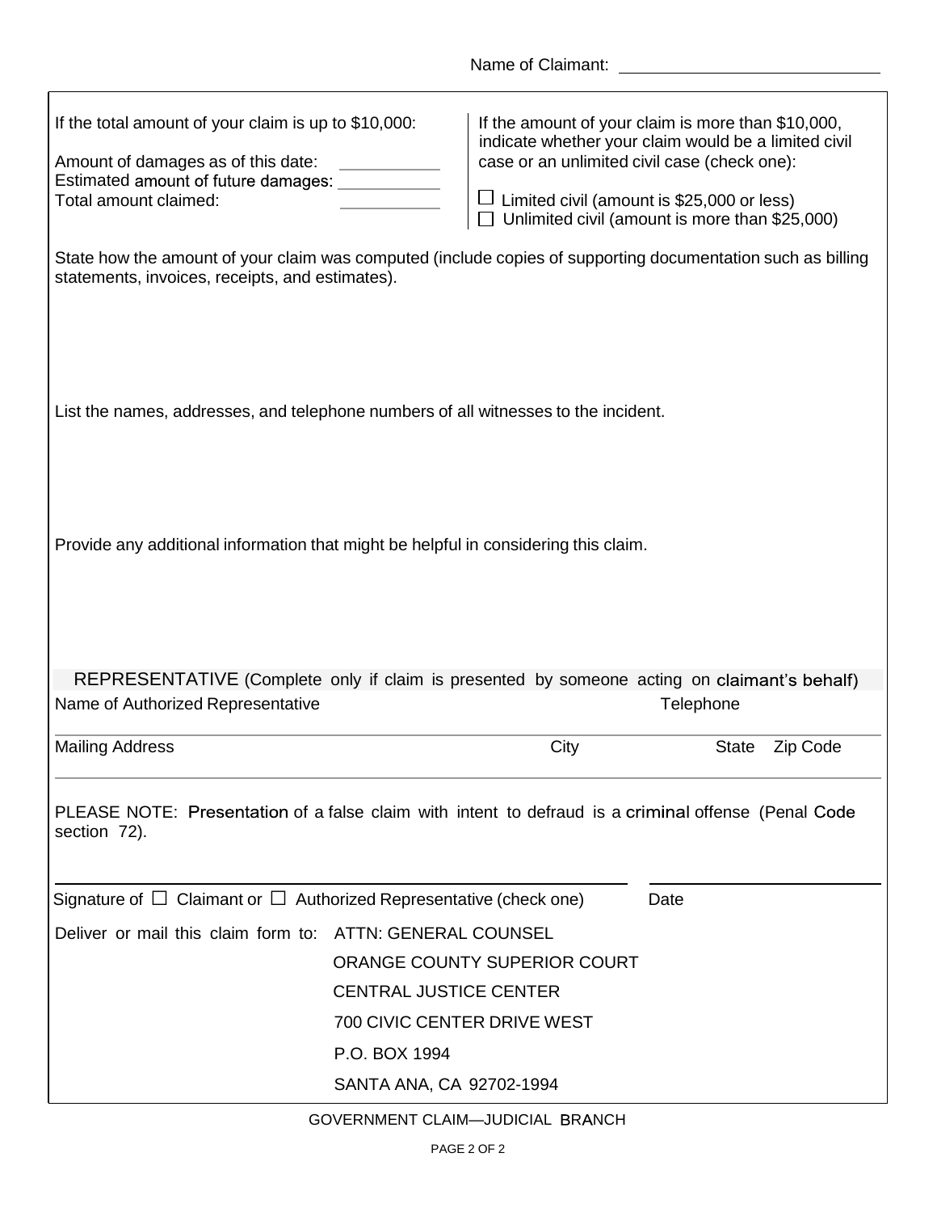Name of Claimant: ____________________

If the total amount of your claim is up to $10,000:

Amount of damages as of this date: __________
Estimated amount of future damages: __________
Total amount claimed: __________

If the amount of your claim is more than $10,000, indicate whether your claim would be a limited civil case or an unlimited civil case (check one):

☐ Limited civil (amount is $25,000 or less)
☐ Unlimited civil (amount is more than $25,000)

State how the amount of your claim was computed (include copies of supporting documentation such as billing statements, invoices, receipts, and estimates).

List the names, addresses, and telephone numbers of all witnesses to the incident.

Provide any additional information that might be helpful in considering this claim.

## REPRESENTATIVE (Complete only if claim is presented by someone acting on claimant's behalf)

Name of Authorized Representative ____________________ Telephone ____________________

Mailing Address ____________________ City ____________________ State ______ Zip Code ______

PLEASE NOTE: Presentation of a false claim with intent to defraud is a criminal offense (Penal Code section 72).

____________________________________________ ____________________

Signature of ☐ Claimant or ☐ Authorized Representative (check one) Date

Deliver or mail this claim form to:

ATTN: GENERAL COUNSEL
ORANGE COUNTY SUPERIOR COURT
CENTRAL JUSTICE CENTER
700 CIVIC CENTER DRIVE WEST
P.O. BOX 1994
SANTA ANA, CA 92702-1994

GOVERNMENT CLAIM—JUDICIAL BRANCH